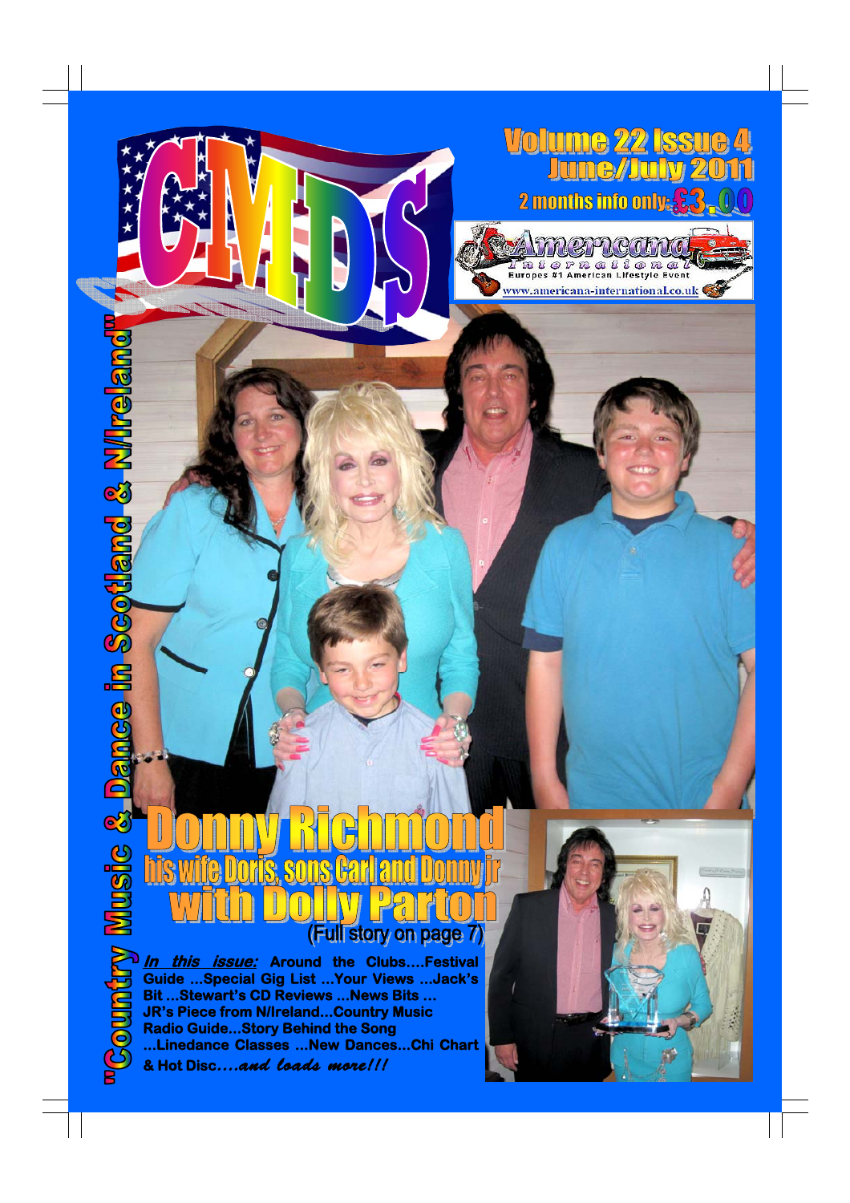# CMDS

"Country Music & Dance in Scotland & N/Ireland"

**Volume 22 Issue 4**
**June/July 2011**
**2 months info only: £3.00**

Americana International
Europes #1 American Lifestyle Event
www.americana-international.co.uk

# Donny Richmond

## his wife Doris, sons Carl and Donny jr

## with Dolly Parton

(Full story on page 7)

***In this issue:*** **Around the Clubs....Festival Guide ...Special Gig List ...Your Views ...Jack's Bit ...Stewart's CD Reviews ...News Bits ... JR's Piece from N/Ireland...Country Music Radio Guide...Story Behind the Song ...Linedance Classes ...New Dances...Chi Chart & Hot Disc***....and loads more!!!*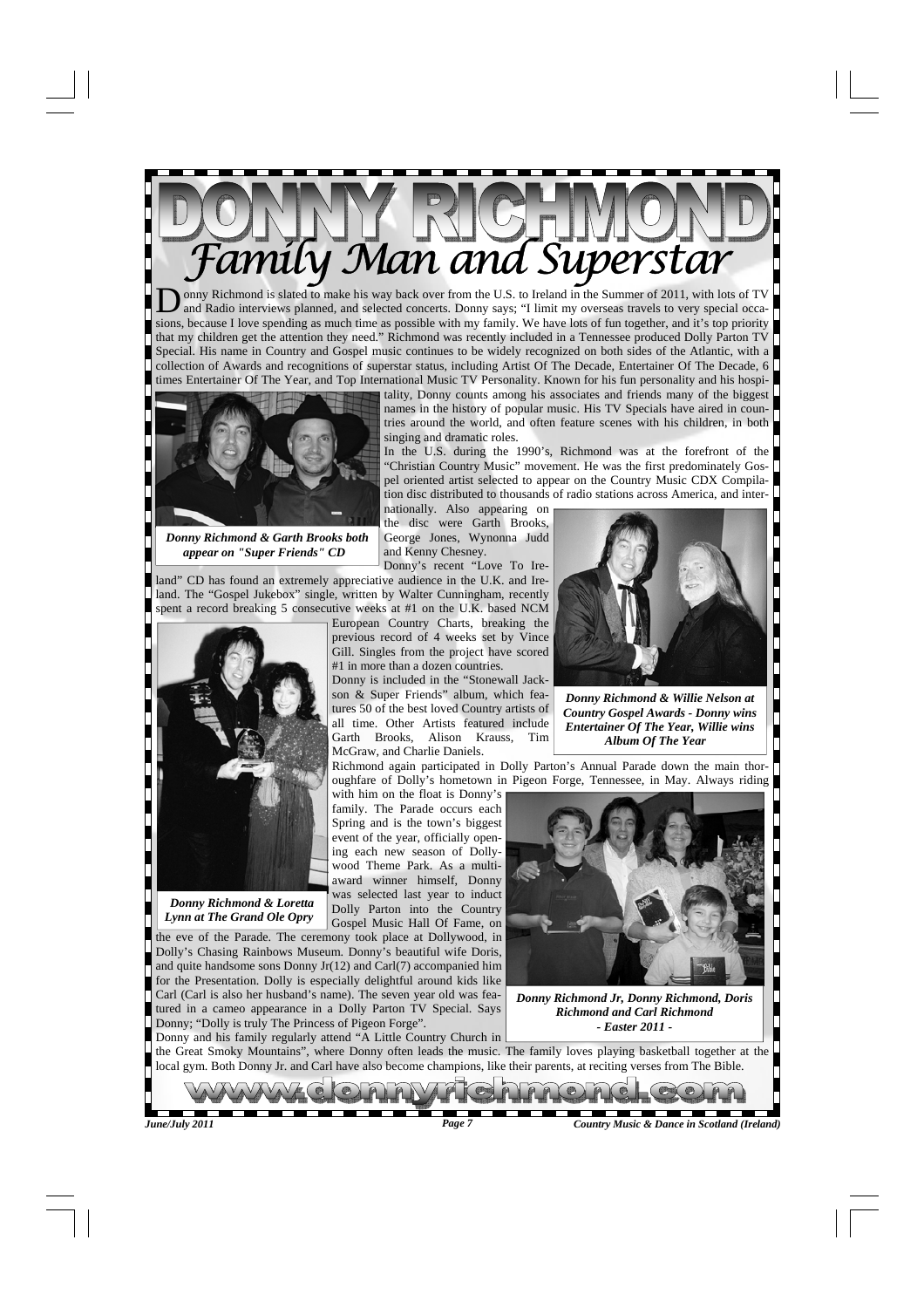# DONNY RICHMOND

## Family Man and Superstar

Donny Richmond is slated to make his way back over from the U.S. to Ireland in the Summer of 2011, with lots of TV and Radio interviews planned, and selected concerts. Donny says; "I limit my overseas travels to very special occasions, because I love spending as much time as possible with my family. We have lots of fun together, and it's top priority that my children get the attention they need." Richmond was recently included in a Tennessee produced Dolly Parton TV Special. His name in Country and Gospel music continues to be widely recognized on both sides of the Atlantic, with a collection of Awards and recognitions of superstar status, including Artist Of The Decade, Entertainer Of The Decade, 6 times Entertainer Of The Year, and Top International Music TV Personality. Known for his fun personality and his hospitality, Donny counts among his associates and friends many of the biggest names in the history of popular music. His TV Specials have aired in countries around the world, and often feature scenes with his children, in both singing and dramatic roles.

*Donny Richmond & Garth Brooks both appear on "Super Friends" CD*

In the U.S. during the 1990's, Richmond was at the forefront of the "Christian Country Music" movement. He was the first predominately Gospel oriented artist selected to appear on the Country Music CDX Compilation disc distributed to thousands of radio stations across America, and internationally. Also appearing on the disc were Garth Brooks, George Jones, Wynonna Judd and Kenny Chesney.

Donny's recent "Love To Ireland" CD has found an extremely appreciative audience in the U.K. and Ireland. The "Gospel Jukebox" single, written by Walter Cunningham, recently spent a record breaking 5 consecutive weeks at #1 on the U.K. based NCM European Country Charts, breaking the previous record of 4 weeks set by Vince Gill. Singles from the project have scored #1 in more than a dozen countries.

*Donny Richmond & Willie Nelson at Country Gospel Awards - Donny wins Entertainer Of The Year, Willie wins Album Of The Year*

Donny is included in the "Stonewall Jackson & Super Friends" album, which features 50 of the best loved Country artists of all time. Other Artists featured include Garth Brooks, Alison Krauss, Tim McGraw, and Charlie Daniels.

*Donny Richmond & Loretta Lynn at The Grand Ole Opry*

Richmond again participated in Dolly Parton's Annual Parade down the main thoroughfare of Dolly's hometown in Pigeon Forge, Tennessee, in May. Always riding with him on the float is Donny's family. The Parade occurs each Spring and is the town's biggest event of the year, officially opening each new season of Dollywood Theme Park. As a multi-award winner himself, Donny was selected last year to induct Dolly Parton into the Country Gospel Music Hall Of Fame, on the eve of the Parade. The ceremony took place at Dollywood, in Dolly's Chasing Rainbows Museum. Donny's beautiful wife Doris, and quite handsome sons Donny Jr(12) and Carl(7) accompanied him for the Presentation. Dolly is especially delightful around kids like Carl (Carl is also her husband's name). The seven year old was featured in a cameo appearance in a Dolly Parton TV Special. Says Donny; "Dolly is truly The Princess of Pigeon Forge".

*Donny Richmond Jr, Donny Richmond, Doris Richmond and Carl Richmond - Easter 2011 -*

Donny and his family regularly attend "A Little Country Church in the Great Smoky Mountains", where Donny often leads the music. The family loves playing basketball together at the local gym. Both Donny Jr. and Carl have also become champions, like their parents, at reciting verses from The Bible.

www.donnyrichmond.com